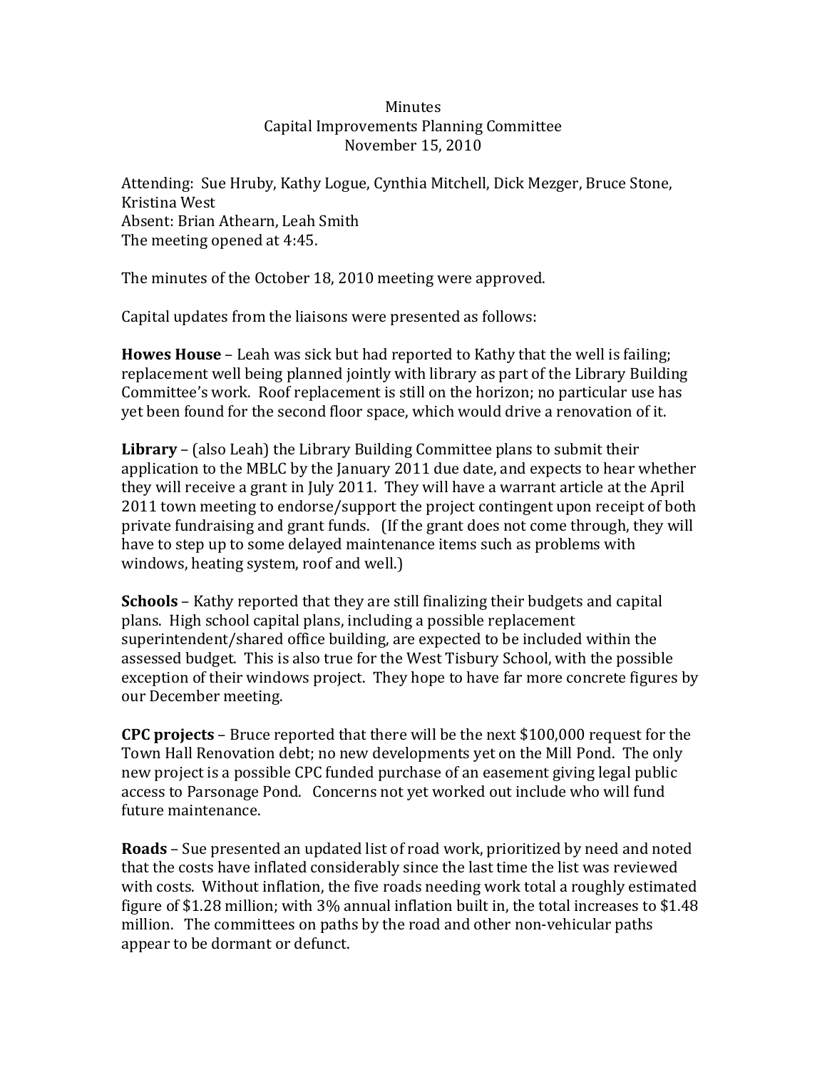Minutes
Capital Improvements Planning Committee
November 15, 2010

Attending: Sue Hruby, Kathy Logue, Cynthia Mitchell, Dick Mezger, Bruce Stone, Kristina West
Absent: Brian Athearn, Leah Smith
The meeting opened at 4:45.

The minutes of the October 18, 2010 meeting were approved.

Capital updates from the liaisons were presented as follows:

**Howes House** – Leah was sick but had reported to Kathy that the well is failing; replacement well being planned jointly with library as part of the Library Building Committee's work. Roof replacement is still on the horizon; no particular use has yet been found for the second floor space, which would drive a renovation of it.

**Library** – (also Leah) the Library Building Committee plans to submit their application to the MBLC by the January 2011 due date, and expects to hear whether they will receive a grant in July 2011. They will have a warrant article at the April 2011 town meeting to endorse/support the project contingent upon receipt of both private fundraising and grant funds. (If the grant does not come through, they will have to step up to some delayed maintenance items such as problems with windows, heating system, roof and well.)

**Schools** – Kathy reported that they are still finalizing their budgets and capital plans. High school capital plans, including a possible replacement superintendent/shared office building, are expected to be included within the assessed budget. This is also true for the West Tisbury School, with the possible exception of their windows project. They hope to have far more concrete figures by our December meeting.

**CPC projects** – Bruce reported that there will be the next $100,000 request for the Town Hall Renovation debt; no new developments yet on the Mill Pond. The only new project is a possible CPC funded purchase of an easement giving legal public access to Parsonage Pond. Concerns not yet worked out include who will fund future maintenance.

**Roads** – Sue presented an updated list of road work, prioritized by need and noted that the costs have inflated considerably since the last time the list was reviewed with costs. Without inflation, the five roads needing work total a roughly estimated figure of $1.28 million; with 3% annual inflation built in, the total increases to $1.48 million. The committees on paths by the road and other non-vehicular paths appear to be dormant or defunct.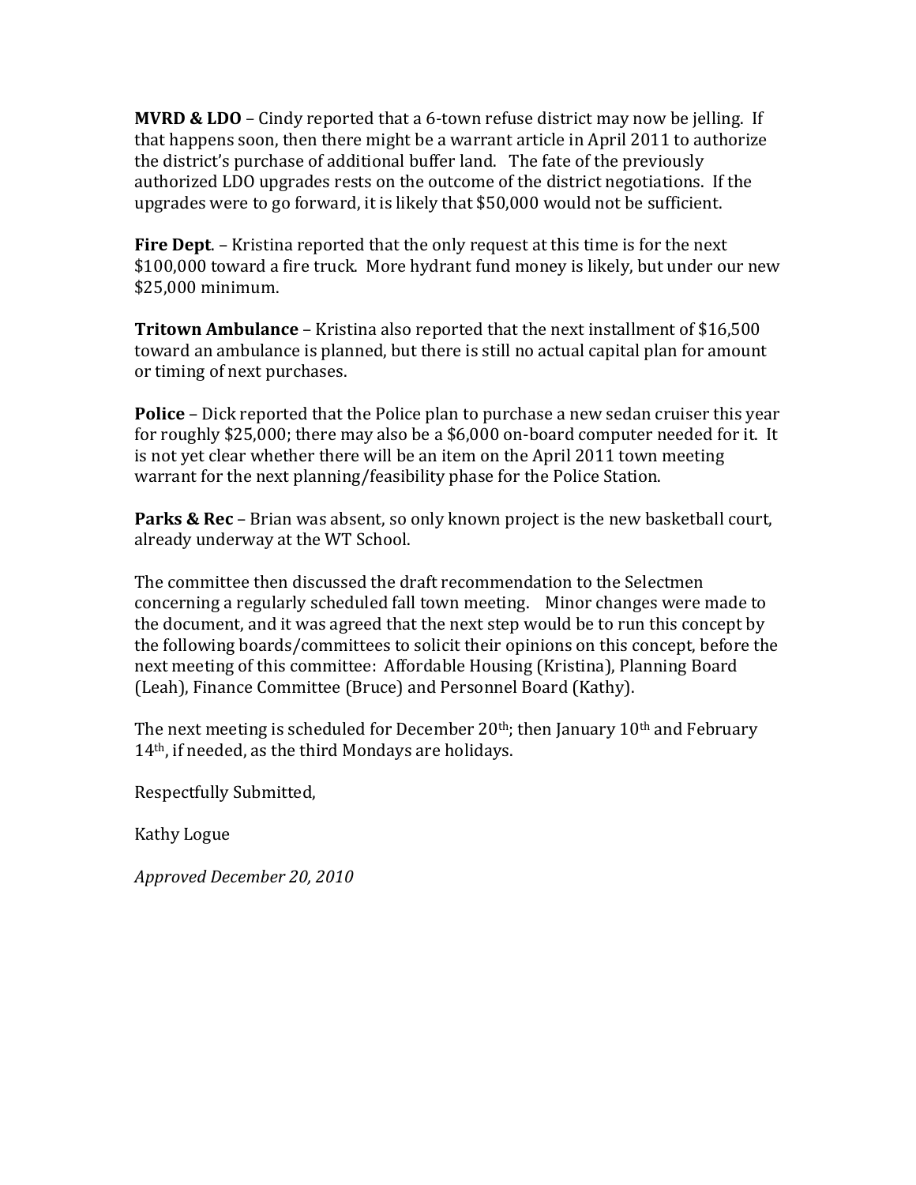**MVRD & LDO** – Cindy reported that a 6-town refuse district may now be jelling. If that happens soon, then there might be a warrant article in April 2011 to authorize the district's purchase of additional buffer land. The fate of the previously authorized LDO upgrades rests on the outcome of the district negotiations. If the upgrades were to go forward, it is likely that $50,000 would not be sufficient.

**Fire Dept**. – Kristina reported that the only request at this time is for the next $100,000 toward a fire truck. More hydrant fund money is likely, but under our new $25,000 minimum.

**Tritown Ambulance** – Kristina also reported that the next installment of $16,500 toward an ambulance is planned, but there is still no actual capital plan for amount or timing of next purchases.

**Police** – Dick reported that the Police plan to purchase a new sedan cruiser this year for roughly $25,000; there may also be a $6,000 on-board computer needed for it. It is not yet clear whether there will be an item on the April 2011 town meeting warrant for the next planning/feasibility phase for the Police Station.

**Parks & Rec** – Brian was absent, so only known project is the new basketball court, already underway at the WT School.

The committee then discussed the draft recommendation to the Selectmen concerning a regularly scheduled fall town meeting. Minor changes were made to the document, and it was agreed that the next step would be to run this concept by the following boards/committees to solicit their opinions on this concept, before the next meeting of this committee: Affordable Housing (Kristina), Planning Board (Leah), Finance Committee (Bruce) and Personnel Board (Kathy).

The next meeting is scheduled for December 20th; then January 10th and February 14th, if needed, as the third Mondays are holidays.

Respectfully Submitted,

Kathy Logue

*Approved December 20, 2010*